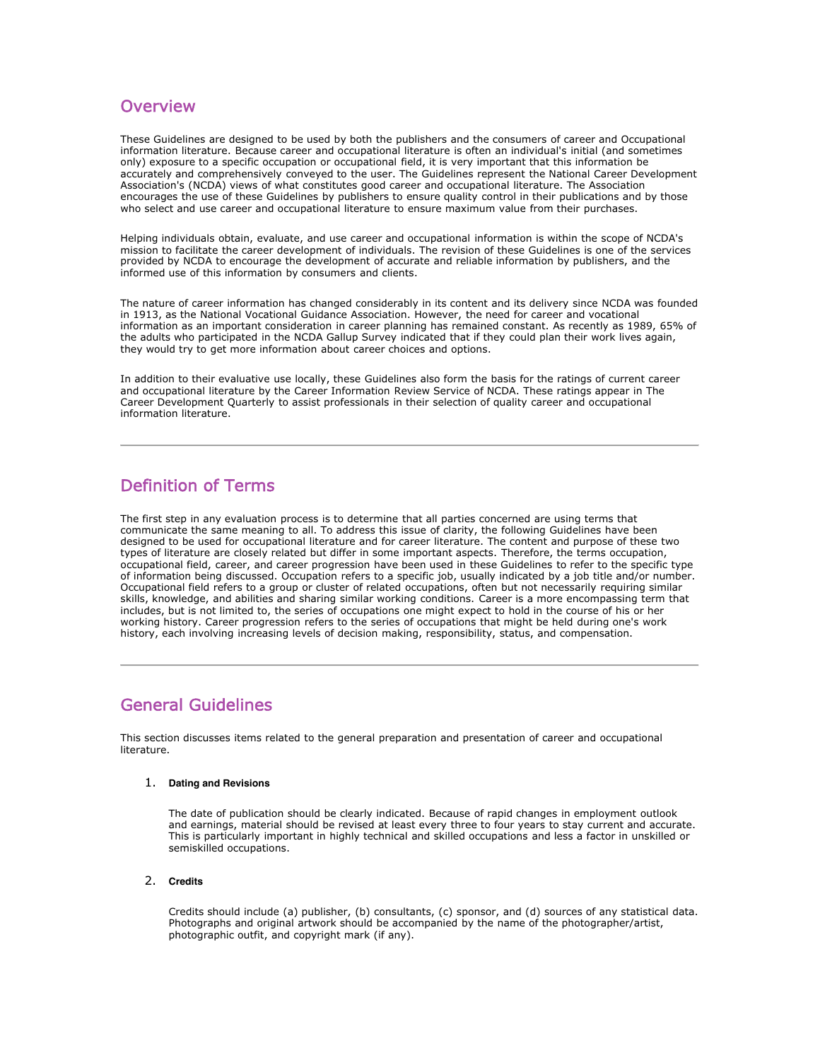## Overview

These Guidelines are designed to be used by both the publishers and the consumers of career and Occupational information literature. Because career and occupational literature is often an individual's initial (and sometimes only) exposure to a specific occupation or occupational field, it is very important that this information be accurately and comprehensively conveyed to the user. The Guidelines represent the National Career Development Association's (NCDA) views of what constitutes good career and occupational literature. The Association encourages the use of these Guidelines by publishers to ensure quality control in their publications and by those who select and use career and occupational literature to ensure maximum value from their purchases.

Helping individuals obtain, evaluate, and use career and occupational information is within the scope of NCDA's mission to facilitate the career development of individuals. The revision of these Guidelines is one of the services provided by NCDA to encourage the development of accurate and reliable information by publishers, and the informed use of this information by consumers and clients.

The nature of career information has changed considerably in its content and its delivery since NCDA was founded in 1913, as the National Vocational Guidance Association. However, the need for career and vocational information as an important consideration in career planning has remained constant. As recently as 1989, 65% of the adults who participated in the NCDA Gallup Survey indicated that if they could plan their work lives again, they would try to get more information about career choices and options.

In addition to their evaluative use locally, these Guidelines also form the basis for the ratings of current career and occupational literature by the Career Information Review Service of NCDA. These ratings appear in The Career Development Quarterly to assist professionals in their selection of quality career and occupational information literature.

---

## Definition of Terms

The first step in any evaluation process is to determine that all parties concerned are using terms that communicate the same meaning to all. To address this issue of clarity, the following Guidelines have been designed to be used for occupational literature and for career literature. The content and purpose of these two types of literature are closely related but differ in some important aspects. Therefore, the terms occupation, occupational field, career, and career progression have been used in these Guidelines to refer to the specific type of information being discussed. Occupation refers to a specific job, usually indicated by a job title and/or number. Occupational field refers to a group or cluster of related occupations, often but not necessarily requiring similar skills, knowledge, and abilities and sharing similar working conditions. Career is a more encompassing term that includes, but is not limited to, the series of occupations one might expect to hold in the course of his or her working history. Career progression refers to the series of occupations that might be held during one's work history, each involving increasing levels of decision making, responsibility, status, and compensation.

---

## General Guidelines

This section discusses items related to the general preparation and presentation of career and occupational literature.

1. **Dating and Revisions**

   The date of publication should be clearly indicated. Because of rapid changes in employment outlook and earnings, material should be revised at least every three to four years to stay current and accurate. This is particularly important in highly technical and skilled occupations and less a factor in unskilled or semiskilled occupations.

2. **Credits**

   Credits should include (a) publisher, (b) consultants, (c) sponsor, and (d) sources of any statistical data. Photographs and original artwork should be accompanied by the name of the photographer/artist, photographic outfit, and copyright mark (if any).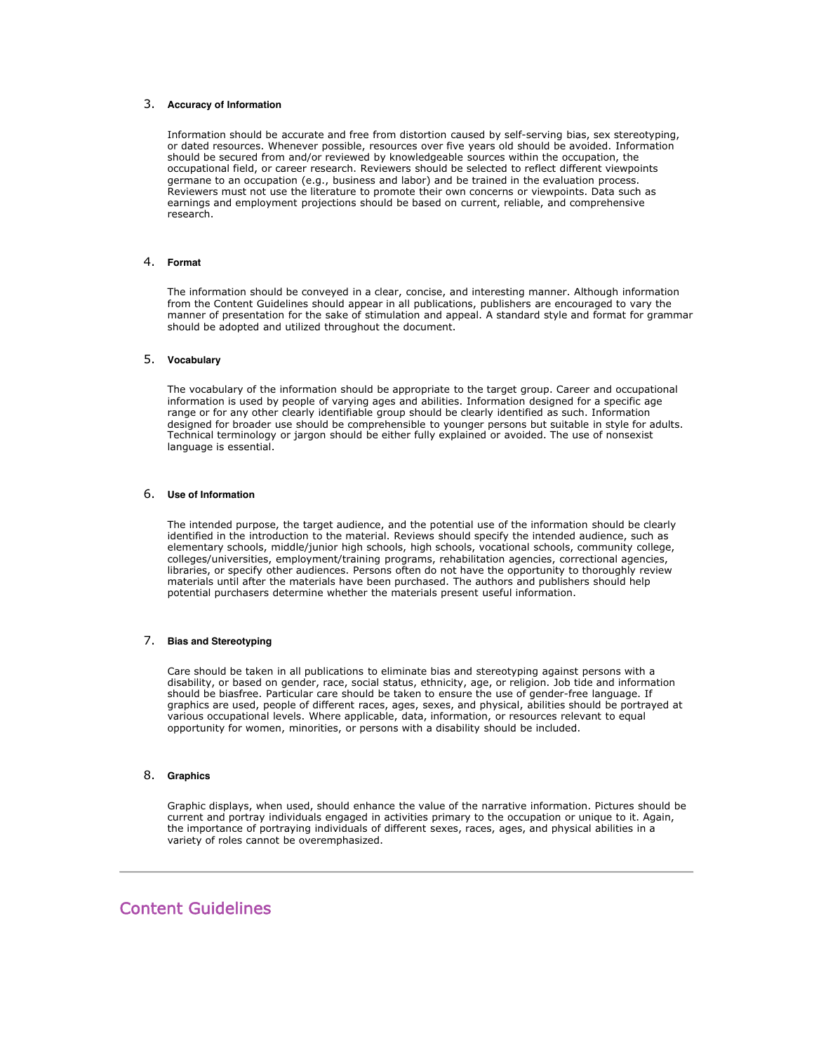3. **Accuracy of Information**

   Information should be accurate and free from distortion caused by self-serving bias, sex stereotyping, or dated resources. Whenever possible, resources over five years old should be avoided. Information should be secured from and/or reviewed by knowledgeable sources within the occupation, the occupational field, or career research. Reviewers should be selected to reflect different viewpoints germane to an occupation (e.g., business and labor) and be trained in the evaluation process. Reviewers must not use the literature to promote their own concerns or viewpoints. Data such as earnings and employment projections should be based on current, reliable, and comprehensive research.

4. **Format**

   The information should be conveyed in a clear, concise, and interesting manner. Although information from the Content Guidelines should appear in all publications, publishers are encouraged to vary the manner of presentation for the sake of stimulation and appeal. A standard style and format for grammar should be adopted and utilized throughout the document.

5. **Vocabulary**

   The vocabulary of the information should be appropriate to the target group. Career and occupational information is used by people of varying ages and abilities. Information designed for a specific age range or for any other clearly identifiable group should be clearly identified as such. Information designed for broader use should be comprehensible to younger persons but suitable in style for adults. Technical terminology or jargon should be either fully explained or avoided. The use of nonsexist language is essential.

6. **Use of Information**

   The intended purpose, the target audience, and the potential use of the information should be clearly identified in the introduction to the material. Reviews should specify the intended audience, such as elementary schools, middle/junior high schools, high schools, vocational schools, community college, colleges/universities, employment/training programs, rehabilitation agencies, correctional agencies, libraries, or specify other audiences. Persons often do not have the opportunity to thoroughly review materials until after the materials have been purchased. The authors and publishers should help potential purchasers determine whether the materials present useful information.

7. **Bias and Stereotyping**

   Care should be taken in all publications to eliminate bias and stereotyping against persons with a disability, or based on gender, race, social status, ethnicity, age, or religion. Job tide and information should be biasfree. Particular care should be taken to ensure the use of gender-free language. If graphics are used, people of different races, ages, sexes, and physical, abilities should be portrayed at various occupational levels. Where applicable, data, information, or resources relevant to equal opportunity for women, minorities, or persons with a disability should be included.

8. **Graphics**

   Graphic displays, when used, should enhance the value of the narrative information. Pictures should be current and portray individuals engaged in activities primary to the occupation or unique to it. Again, the importance of portraying individuals of different sexes, races, ages, and physical abilities in a variety of roles cannot be overemphasized.

---

## Content Guidelines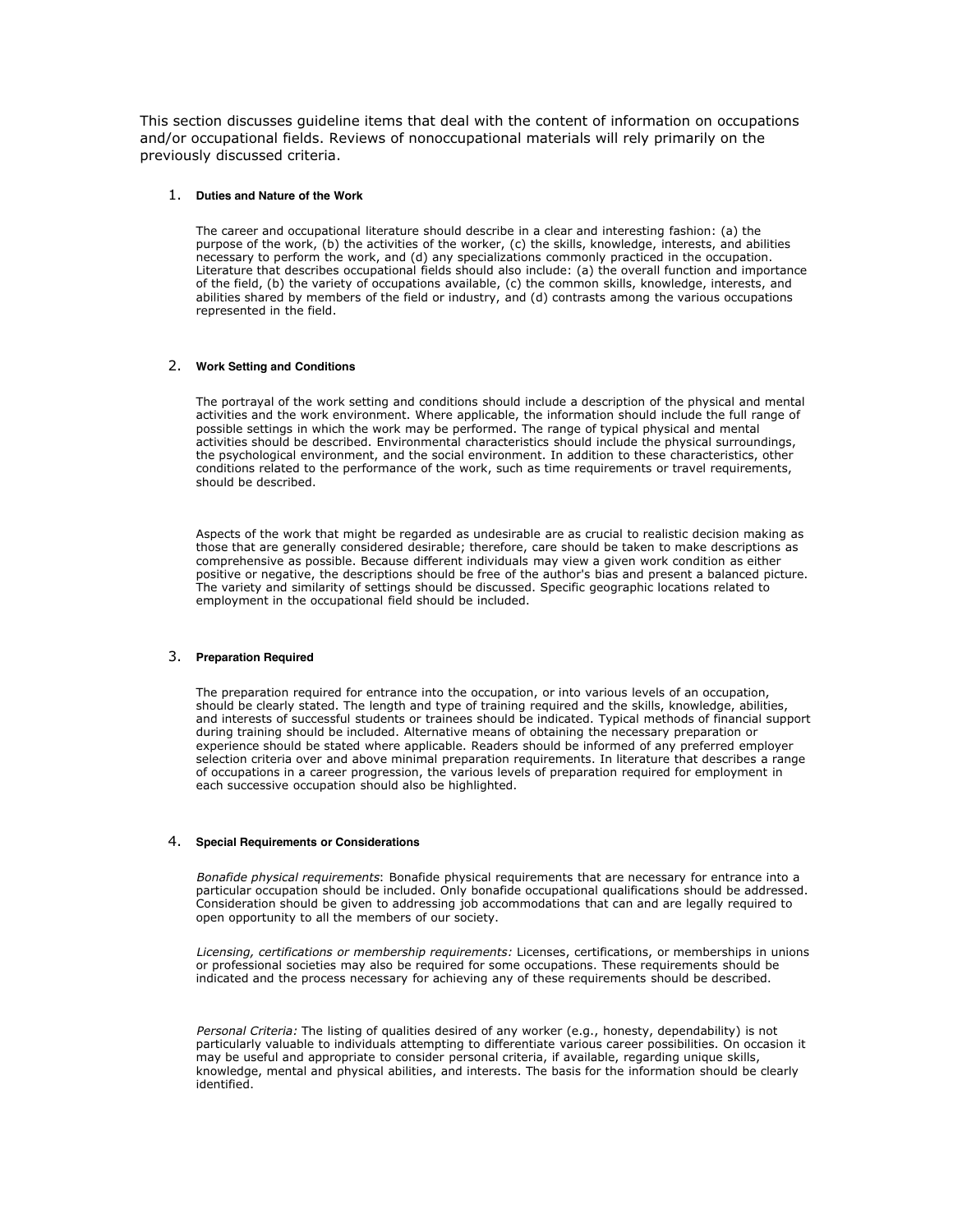This section discusses guideline items that deal with the content of information on occupations and/or occupational fields. Reviews of nonoccupational materials will rely primarily on the previously discussed criteria.

1. **Duties and Nature of the Work**

   The career and occupational literature should describe in a clear and interesting fashion: (a) the purpose of the work, (b) the activities of the worker, (c) the skills, knowledge, interests, and abilities necessary to perform the work, and (d) any specializations commonly practiced in the occupation. Literature that describes occupational fields should also include: (a) the overall function and importance of the field, (b) the variety of occupations available, (c) the common skills, knowledge, interests, and abilities shared by members of the field or industry, and (d) contrasts among the various occupations represented in the field.

2. **Work Setting and Conditions**

   The portrayal of the work setting and conditions should include a description of the physical and mental activities and the work environment. Where applicable, the information should include the full range of possible settings in which the work may be performed. The range of typical physical and mental activities should be described. Environmental characteristics should include the physical surroundings, the psychological environment, and the social environment. In addition to these characteristics, other conditions related to the performance of the work, such as time requirements or travel requirements, should be described.

   Aspects of the work that might be regarded as undesirable are as crucial to realistic decision making as those that are generally considered desirable; therefore, care should be taken to make descriptions as comprehensive as possible. Because different individuals may view a given work condition as either positive or negative, the descriptions should be free of the author's bias and present a balanced picture. The variety and similarity of settings should be discussed. Specific geographic locations related to employment in the occupational field should be included.

3. **Preparation Required**

   The preparation required for entrance into the occupation, or into various levels of an occupation, should be clearly stated. The length and type of training required and the skills, knowledge, abilities, and interests of successful students or trainees should be indicated. Typical methods of financial support during training should be included. Alternative means of obtaining the necessary preparation or experience should be stated where applicable. Readers should be informed of any preferred employer selection criteria over and above minimal preparation requirements. In literature that describes a range of occupations in a career progression, the various levels of preparation required for employment in each successive occupation should also be highlighted.

4. **Special Requirements or Considerations**

   *Bonafide physical requirements*: Bonafide physical requirements that are necessary for entrance into a particular occupation should be included. Only bonafide occupational qualifications should be addressed. Consideration should be given to addressing job accommodations that can and are legally required to open opportunity to all the members of our society.

   *Licensing, certifications or membership requirements:* Licenses, certifications, or memberships in unions or professional societies may also be required for some occupations. These requirements should be indicated and the process necessary for achieving any of these requirements should be described.

   *Personal Criteria:* The listing of qualities desired of any worker (e.g., honesty, dependability) is not particularly valuable to individuals attempting to differentiate various career possibilities. On occasion it may be useful and appropriate to consider personal criteria, if available, regarding unique skills, knowledge, mental and physical abilities, and interests. The basis for the information should be clearly identified.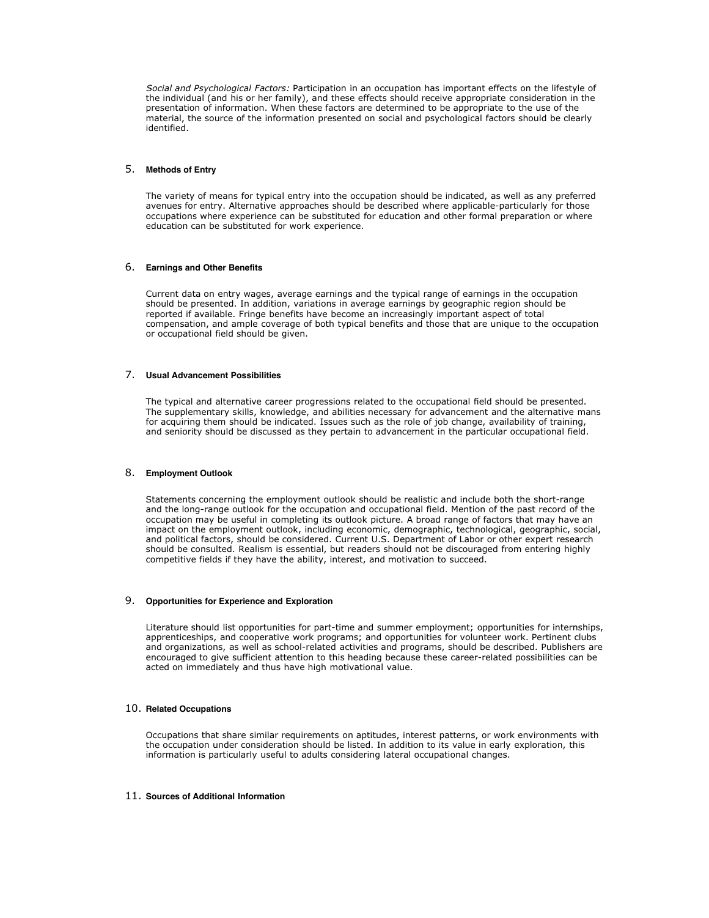*Social and Psychological Factors:* Participation in an occupation has important effects on the lifestyle of the individual (and his or her family), and these effects should receive appropriate consideration in the presentation of information. When these factors are determined to be appropriate to the use of the material, the source of the information presented on social and psychological factors should be clearly identified.

### 5. Methods of Entry

The variety of means for typical entry into the occupation should be indicated, as well as any preferred avenues for entry. Alternative approaches should be described where applicable-particularly for those occupations where experience can be substituted for education and other formal preparation or where education can be substituted for work experience.

### 6. Earnings and Other Benefits

Current data on entry wages, average earnings and the typical range of earnings in the occupation should be presented. In addition, variations in average earnings by geographic region should be reported if available. Fringe benefits have become an increasingly important aspect of total compensation, and ample coverage of both typical benefits and those that are unique to the occupation or occupational field should be given.

### 7. Usual Advancement Possibilities

The typical and alternative career progressions related to the occupational field should be presented. The supplementary skills, knowledge, and abilities necessary for advancement and the alternative mans for acquiring them should be indicated. Issues such as the role of job change, availability of training, and seniority should be discussed as they pertain to advancement in the particular occupational field.

### 8. Employment Outlook

Statements concerning the employment outlook should be realistic and include both the short-range and the long-range outlook for the occupation and occupational field. Mention of the past record of the occupation may be useful in completing its outlook picture. A broad range of factors that may have an impact on the employment outlook, including economic, demographic, technological, geographic, social, and political factors, should be considered. Current U.S. Department of Labor or other expert research should be consulted. Realism is essential, but readers should not be discouraged from entering highly competitive fields if they have the ability, interest, and motivation to succeed.

### 9. Opportunities for Experience and Exploration

Literature should list opportunities for part-time and summer employment; opportunities for internships, apprenticeships, and cooperative work programs; and opportunities for volunteer work. Pertinent clubs and organizations, as well as school-related activities and programs, should be described. Publishers are encouraged to give sufficient attention to this heading because these career-related possibilities can be acted on immediately and thus have high motivational value.

### 10. Related Occupations

Occupations that share similar requirements on aptitudes, interest patterns, or work environments with the occupation under consideration should be listed. In addition to its value in early exploration, this information is particularly useful to adults considering lateral occupational changes.

### 11. Sources of Additional Information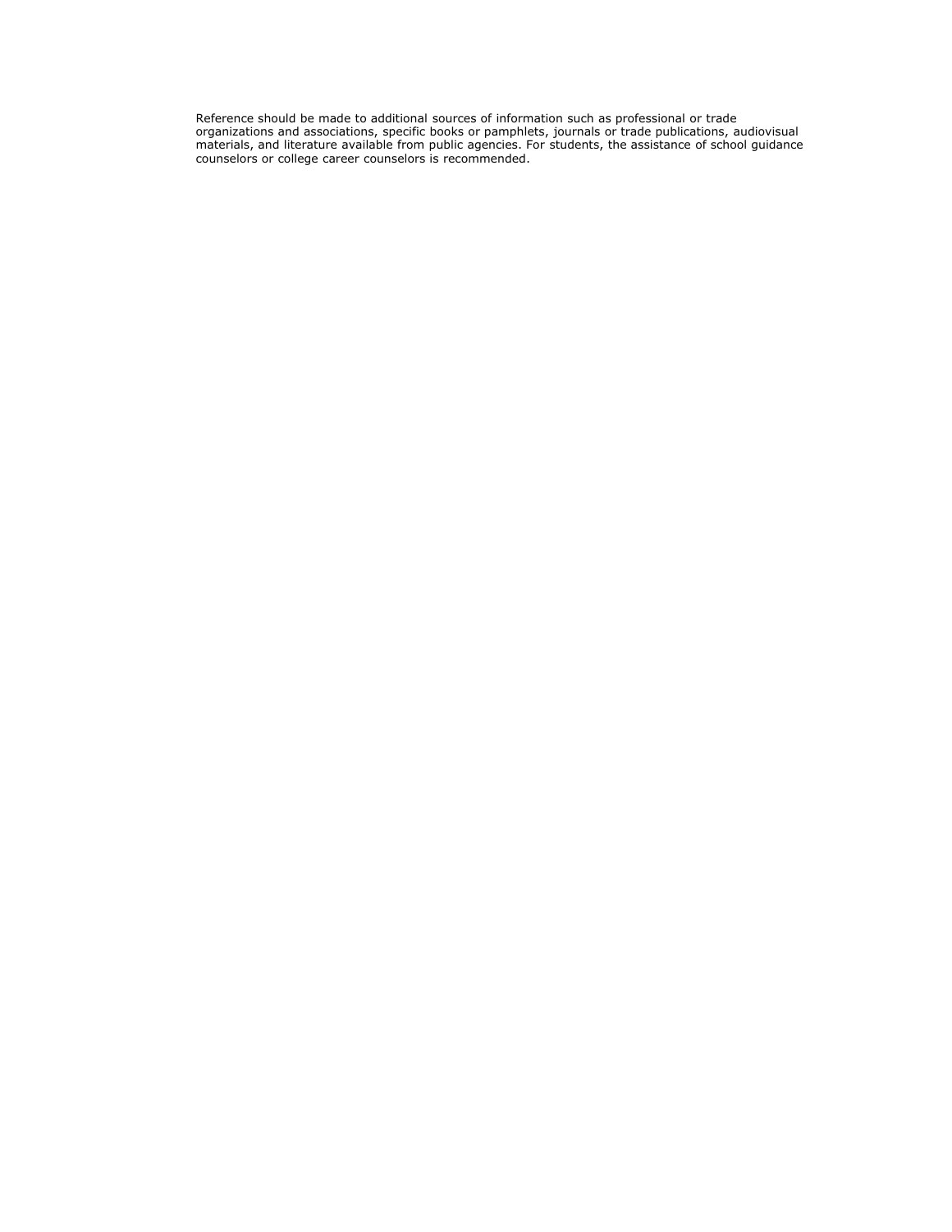Reference should be made to additional sources of information such as professional or trade organizations and associations, specific books or pamphlets, journals or trade publications, audiovisual materials, and literature available from public agencies. For students, the assistance of school guidance counselors or college career counselors is recommended.